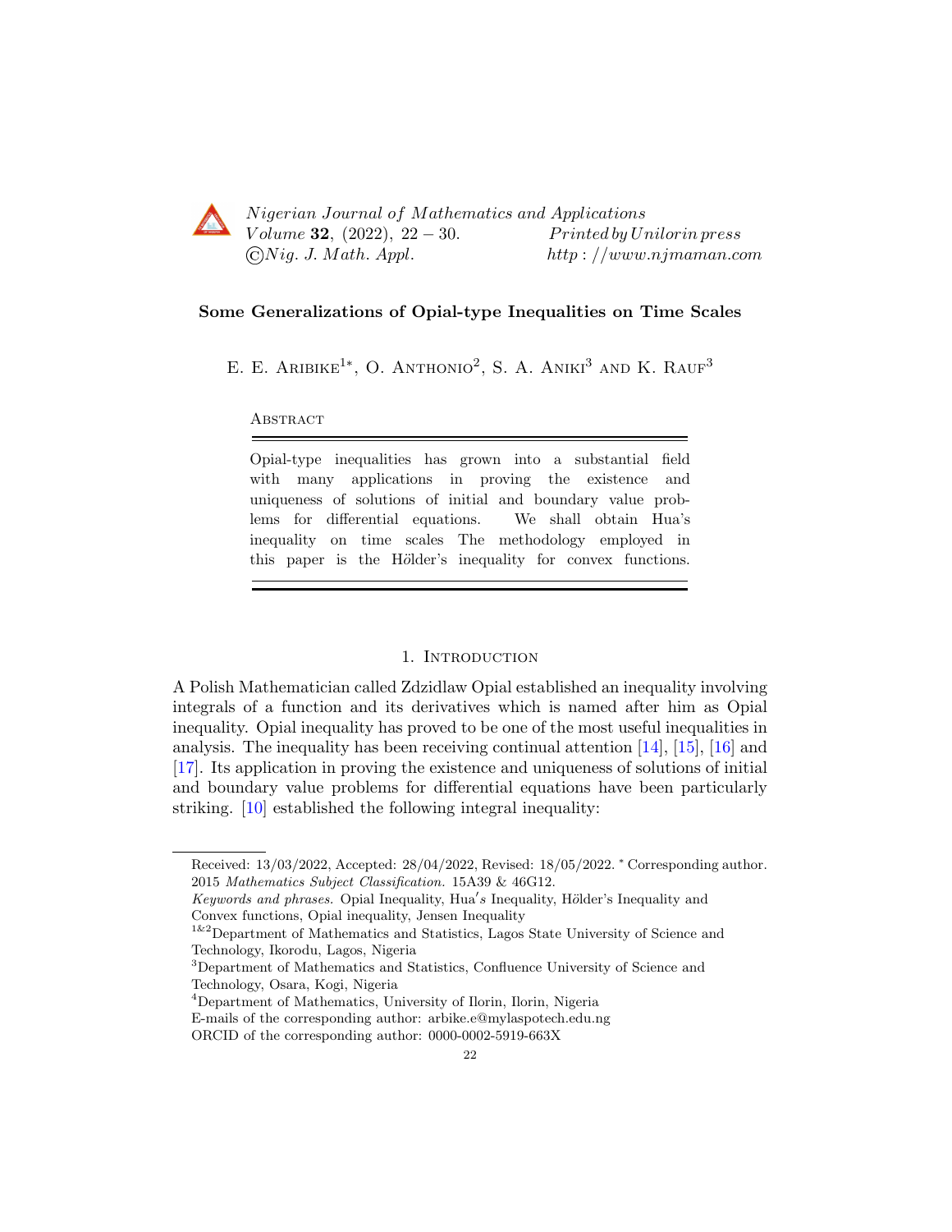# Some Generalizations of Opial-type Inequalities on Time Scales

E. E. Aribike[1*], O. Anthonio[2], S. A. Aniki[3] and K. Rauf[3]

**Abstract**

Opial-type inequalities has grown into a substantial field with many applications in proving the existence and uniqueness of solutions of initial and boundary value problems for differential equations. We shall obtain Hua's inequality on time scales The methodology employed in this paper is the Hölder's inequality for convex functions.

## 1. Introduction

A Polish Mathematician called Zdzidlaw Opial established an inequality involving integrals of a function and its derivatives which is named after him as Opial inequality. Opial inequality has proved to be one of the most useful inequalities in analysis. The inequality has been receiving continual attention [14], [15], [16] and [17]. Its application in proving the existence and uniqueness of solutions of initial and boundary value problems for differential equations have been particularly striking. [10] established the following integral inequality:

---

Received: 13/03/2022, Accepted: 28/04/2022, Revised: 18/05/2022. * Corresponding author.
2015 *Mathematics Subject Classification.* 15A39 & 46G12.
*Keywords and phrases.* Opial Inequality, Hua′s Inequality, Hölder's Inequality and Convex functions, Opial inequality, Jensen Inequality
[1&2]Department of Mathematics and Statistics, Lagos State University of Science and Technology, Ikorodu, Lagos, Nigeria
[3]Department of Mathematics and Statistics, Confluence University of Science and Technology, Osara, Kogi, Nigeria
[4]Department of Mathematics, University of Ilorin, Ilorin, Nigeria
E-mails of the corresponding author: arbike.e@mylaspotech.edu.ng
ORCID of the corresponding author: 0000-0002-5919-663X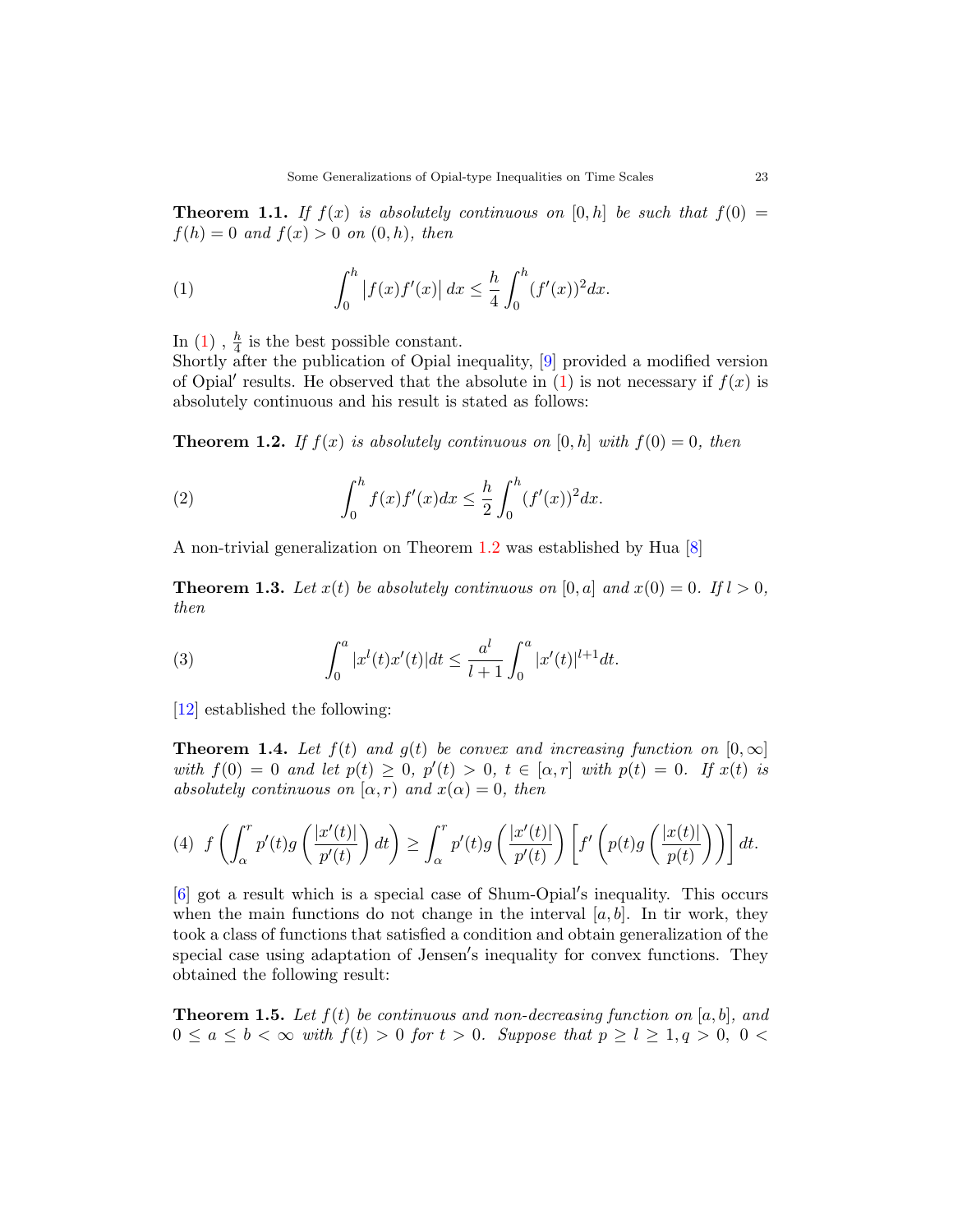**Theorem 1.1.** *If $f(x)$ is absolutely continuous on $[0, h]$ be such that $f(0) = f(h) = 0$ and $f(x) > 0$ on $(0, h)$, then*

$$\int_0^h \left|f(x)f'(x)\right| dx \leq \frac{h}{4}\int_0^h (f'(x))^2 dx. \tag{1}$$

In (1) , $\frac{h}{4}$ is the best possible constant.
Shortly after the publication of Opial inequality, [9] provided a modified version of Opial′ results. He observed that the absolute in (1) is not necessary if $f(x)$ is absolutely continuous and his result is stated as follows:

**Theorem 1.2.** *If $f(x)$ is absolutely continuous on $[0, h]$ with $f(0) = 0$, then*

$$\int_0^h f(x)f'(x)dx \leq \frac{h}{2}\int_0^h (f'(x))^2 dx. \tag{2}$$

A non-trivial generalization on Theorem 1.2 was established by Hua [8]

**Theorem 1.3.** *Let $x(t)$ be absolutely continuous on $[0, a]$ and $x(0) = 0$. If $l > 0$, then*

$$\int_0^a |x^l(t)x'(t)|dt \leq \frac{a^l}{l+1}\int_0^a |x'(t)|^{l+1}dt. \tag{3}$$

[12] established the following:

**Theorem 1.4.** *Let $f(t)$ and $g(t)$ be convex and increasing function on $[0, \infty]$ with $f(0) = 0$ and let $p(t) \geq 0$, $p'(t) > 0$, $t \in [\alpha, r]$ with $p(t) = 0$. If $x(t)$ is absolutely continuous on $[\alpha, r)$ and $x(\alpha) = 0$, then*

$$f\left(\int_\alpha^r p'(t)g\left(\frac{|x'(t)|}{p'(t)}\right)dt\right) \geq \int_\alpha^r p'(t)g\left(\frac{|x'(t)|}{p'(t)}\right)\left[f'\left(p(t)g\left(\frac{|x(t)|}{p(t)}\right)\right)\right]dt. \tag{4}$$

[6] got a result which is a special case of Shum-Opial′s inequality. This occurs when the main functions do not change in the interval $[a, b]$. In tir work, they took a class of functions that satisfied a condition and obtain generalization of the special case using adaptation of Jensen′s inequality for convex functions. They obtained the following result:

**Theorem 1.5.** *Let $f(t)$ be continuous and non-decreasing function on $[a, b]$, and $0 \leq a \leq b < \infty$ with $f(t) > 0$ for $t > 0$. Suppose that $p \geq l \geq 1, q > 0,\ 0 <$*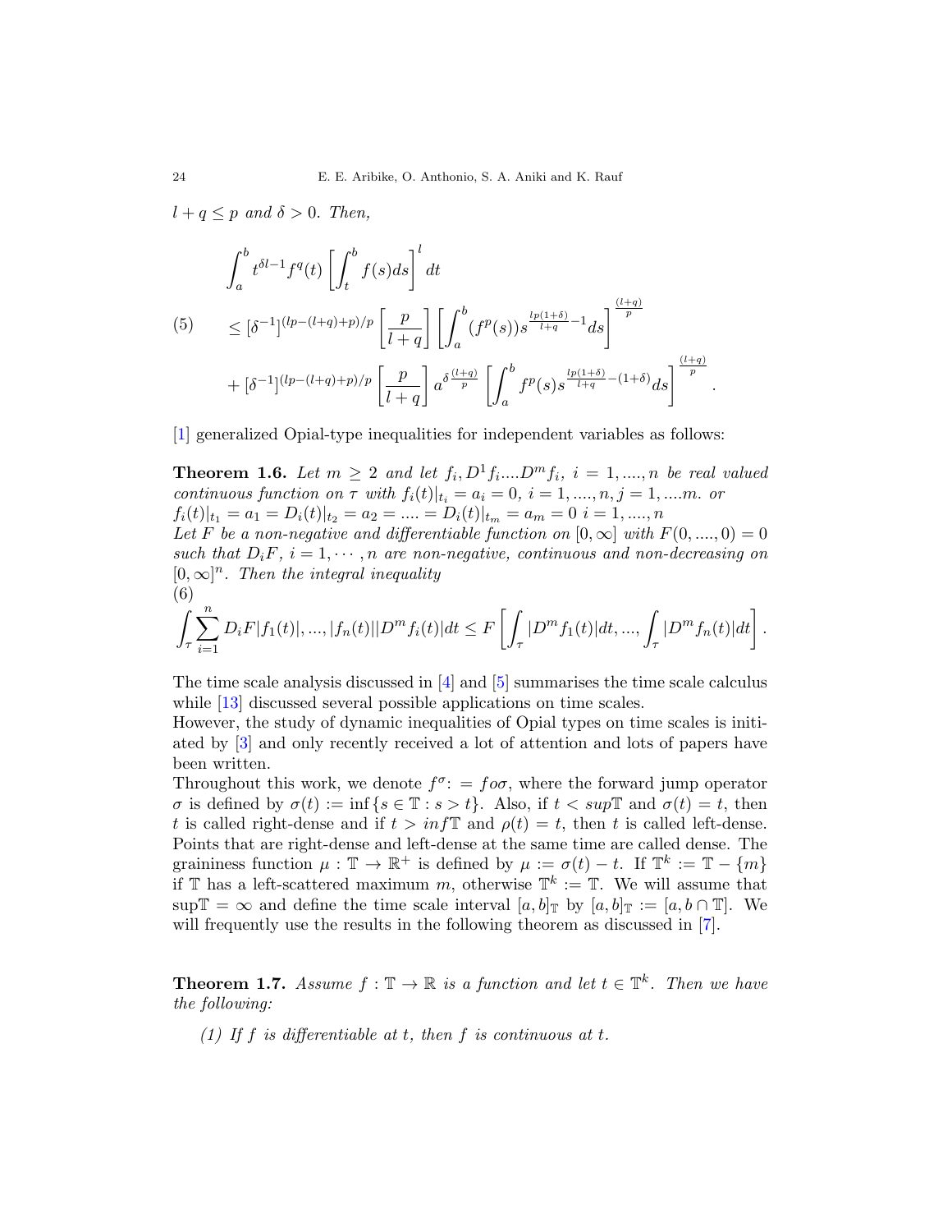$l + q \leq p$ *and* $\delta > 0$. *Then,*

$$
\begin{aligned}
&\int_a^b t^{\delta l-1} f^q(t) \left[\int_t^b f(s)ds\right]^l dt \\
(5) \qquad &\leq [\delta^{-1}]^{(lp-(l+q)+p)/p} \left[\frac{p}{l+q}\right] \left[\int_a^b (f^p(s)) s^{\frac{lp(1+\delta)}{l+q}-1} ds\right]^{\frac{(l+q)}{p}} \\
&+ [\delta^{-1}]^{(lp-(l+q)+p)/p} \left[\frac{p}{l+q}\right] a^{\delta\frac{(l+q)}{p}} \left[\int_a^b f^p(s) s^{\frac{lp(1+\delta)}{l+q}-(1+\delta)} ds\right]^{\frac{(l+q)}{p}}.
\end{aligned}
$$

[1] generalized Opial-type inequalities for independent variables as follows:

**Theorem 1.6.** *Let* $m \geq 2$ *and let* $f_i, D^1 f_i....D^m f_i$, $i = 1, ...., n$ *be real valued continuous function on* $\tau$ *with* $f_i(t)|_{t_i} = a_i = 0$, $i = 1, ...., n, j = 1, ....m$. *or* $f_i(t)|_{t_1} = a_1 = D_i(t)|_{t_2} = a_2 = .... = D_i(t)|_{t_m} = a_m = 0$ $i = 1, ...., n$
*Let* $F$ *be a non-negative and differentiable function on* $[0, \infty]$ *with* $F(0, ...., 0) = 0$ *such that* $D_i F$, $i = 1, \cdots, n$ *are non-negative, continuous and non-decreasing on* $[0, \infty]^n$. *Then the integral inequality*

$$
(6) \qquad \int_\tau \sum_{i=1}^n D_i F|f_1(t)|, ..., |f_n(t)||D^m f_i(t)|dt \leq F\left[\int_\tau |D^m f_1(t)|dt, ..., \int_\tau |D^m f_n(t)|dt\right].
$$

The time scale analysis discussed in [4] and [5] summarises the time scale calculus while [13] discussed several possible applications on time scales.
However, the study of dynamic inequalities of Opial types on time scales is initiated by [3] and only recently received a lot of attention and lots of papers have been written.
Throughout this work, we denote $f^\sigma := fo\sigma$, where the forward jump operator $\sigma$ is defined by $\sigma(t) := \inf\{s \in \mathbb{T} : s > t\}$. Also, if $t < sup\mathbb{T}$ and $\sigma(t) = t$, then $t$ is called right-dense and if $t > inf\mathbb{T}$ and $\rho(t) = t$, then $t$ is called left-dense. Points that are right-dense and left-dense at the same time are called dense. The graininess function $\mu : \mathbb{T} \to \mathbb{R}^+$ is defined by $\mu := \sigma(t) - t$. If $\mathbb{T}^k := \mathbb{T} - \{m\}$ if $\mathbb{T}$ has a left-scattered maximum $m$, otherwise $\mathbb{T}^k := \mathbb{T}$. We will assume that $\sup\mathbb{T} = \infty$ and define the time scale interval $[a, b]_\mathbb{T}$ by $[a, b]_\mathbb{T} := [a, b \cap \mathbb{T}]$. We will frequently use the results in the following theorem as discussed in [7].

**Theorem 1.7.** *Assume* $f : \mathbb{T} \to \mathbb{R}$ *is a function and let* $t \in \mathbb{T}^k$. *Then we have the following:*

*(1) If* $f$ *is differentiable at* $t$*, then* $f$ *is continuous at* $t$.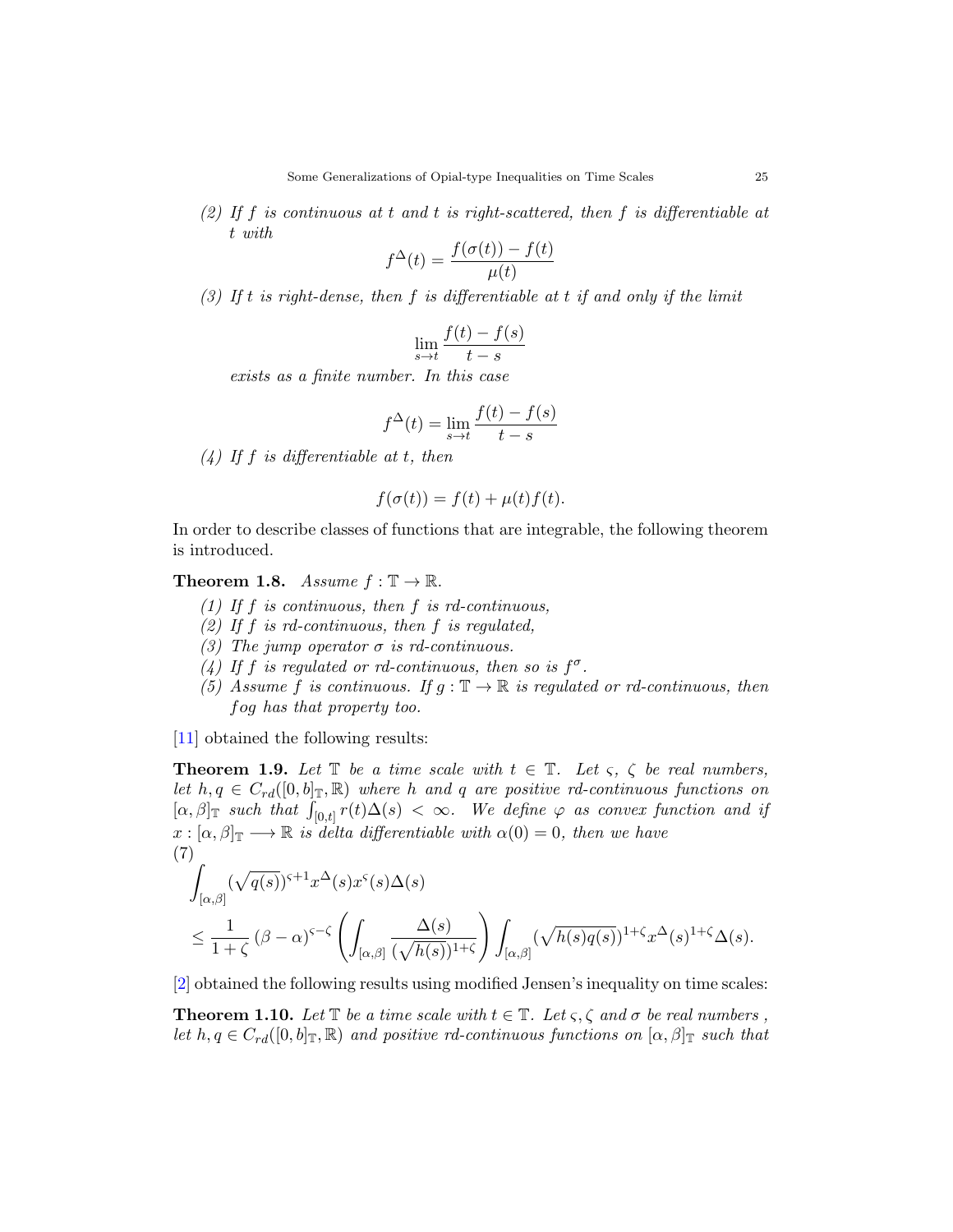*(2) If $f$ is continuous at $t$ and $t$ is right-scattered, then $f$ is differentiable at $t$ with*

$$f^{\Delta}(t) = \frac{f(\sigma(t)) - f(t)}{\mu(t)}$$

*(3) If $t$ is right-dense, then $f$ is differentiable at $t$ if and only if the limit*

$$\lim_{s \to t} \frac{f(t) - f(s)}{t - s}$$

*exists as a finite number. In this case*

$$f^{\Delta}(t) = \lim_{s \to t} \frac{f(t) - f(s)}{t - s}$$

*(4) If $f$ is differentiable at $t$, then*

$$f(\sigma(t)) = f(t) + \mu(t) f(t).$$

In order to describe classes of functions that are integrable, the following theorem is introduced.

**Theorem 1.8.** *Assume $f : \mathbb{T} \to \mathbb{R}$.*

*(1) If $f$ is continuous, then $f$ is rd-continuous,*
*(2) If $f$ is rd-continuous, then $f$ is regulated,*
*(3) The jump operator $\sigma$ is rd-continuous.*
*(4) If $f$ is regulated or rd-continuous, then so is $f^{\sigma}$.*
*(5) Assume $f$ is continuous. If $g : \mathbb{T} \to \mathbb{R}$ is regulated or rd-continuous, then $fog$ has that property too.*

[11] obtained the following results:

**Theorem 1.9.** *Let $\mathbb{T}$ be a time scale with $t \in \mathbb{T}$. Let $\varsigma$, $\zeta$ be real numbers, let $h, q \in C_{rd}([0,b]_{\mathbb{T}}, \mathbb{R})$ where $h$ and $q$ are positive rd-continuous functions on $[\alpha, \beta]_{\mathbb{T}}$ such that $\int_{[0,t]} r(t)\Delta(s) < \infty$. We define $\varphi$ as convex function and if $x : [\alpha, \beta]_{\mathbb{T}} \longrightarrow \mathbb{R}$ is delta differentiable with $\alpha(0) = 0$, then we have*

$$\begin{aligned}
&\int_{[\alpha,\beta]} (\sqrt{q(s)})^{\varsigma+1} x^{\Delta}(s) x^{\varsigma}(s) \Delta(s) \\
&\leq \frac{1}{1+\zeta} (\beta - \alpha)^{\varsigma - \zeta} \left( \int_{[\alpha,\beta]} \frac{\Delta(s)}{(\sqrt{h(s)})^{1+\zeta}} \right) \int_{[\alpha,\beta]} (\sqrt{h(s) q(s)})^{1+\zeta} x^{\Delta}(s)^{1+\zeta} \Delta(s).
\end{aligned} \tag{7}$$

[2] obtained the following results using modified Jensen's inequality on time scales:

**Theorem 1.10.** *Let $\mathbb{T}$ be a time scale with $t \in \mathbb{T}$. Let $\varsigma, \zeta$ and $\sigma$ be real numbers , let $h, q \in C_{rd}([0,b]_{\mathbb{T}}, \mathbb{R})$ and positive rd-continuous functions on $[\alpha, \beta]_{\mathbb{T}}$ such that*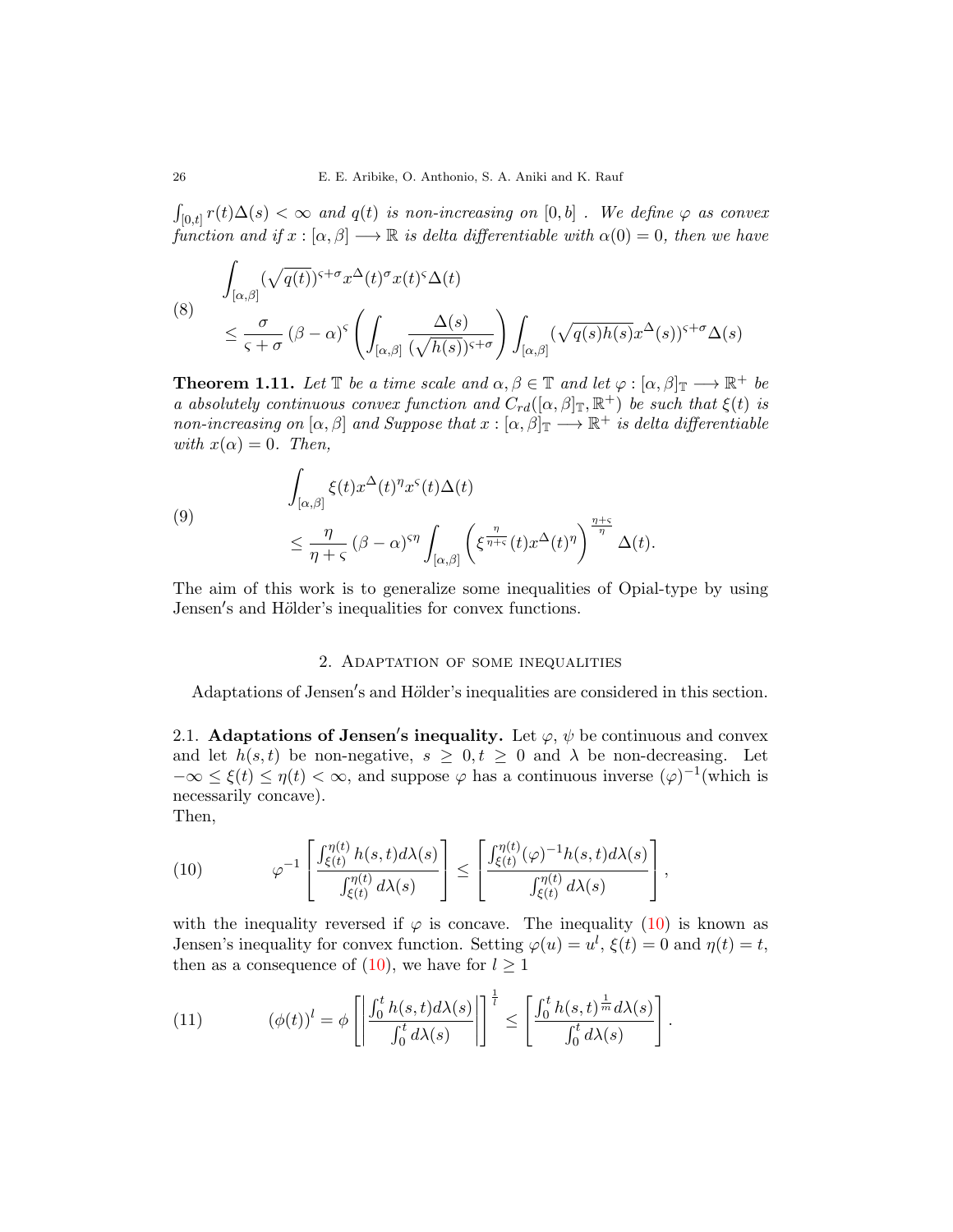$\int_{[0,t]} r(t)\Delta(s) < \infty$ *and* $q(t)$ *is non-increasing on* $[0, b]$ *. We define* $\varphi$ *as convex function and if* $x : [\alpha, \beta] \longrightarrow \mathbb{R}$ *is delta differentiable with* $\alpha(0) = 0$*, then we have*

$$\begin{aligned} &\int_{[\alpha,\beta]} (\sqrt{q(t)})^{\varsigma+\sigma} x^{\Delta}(t)^{\sigma} x(t)^{\varsigma} \Delta(t) \\ &\leq \frac{\sigma}{\varsigma+\sigma} (\beta-\alpha)^{\varsigma} \left( \int_{[\alpha,\beta]} \frac{\Delta(s)}{(\sqrt{h(s)})^{\varsigma+\sigma}} \right) \int_{[\alpha,\beta]} (\sqrt{q(s)h(s)} x^{\Delta}(s))^{\varsigma+\sigma} \Delta(s) \end{aligned} \tag{8}$$

**Theorem 1.11.** *Let* $\mathbb{T}$ *be a time scale and* $\alpha, \beta \in \mathbb{T}$ *and let* $\varphi : [\alpha, \beta]_{\mathbb{T}} \longrightarrow \mathbb{R}^{+}$ *be a absolutely continuous convex function and* $C_{rd}([\alpha, \beta]_{\mathbb{T}}, \mathbb{R}^{+})$ *be such that* $\xi(t)$ *is non-increasing on* $[\alpha, \beta]$ *and Suppose that* $x : [\alpha, \beta]_{\mathbb{T}} \longrightarrow \mathbb{R}^{+}$ *is delta differentiable with* $x(\alpha) = 0$*. Then,*

$$\begin{aligned} &\int_{[\alpha,\beta]} \xi(t) x^{\Delta}(t)^{\eta} x^{\varsigma}(t) \Delta(t) \\ &\leq \frac{\eta}{\eta+\varsigma} (\beta-\alpha)^{\varsigma\eta} \int_{[\alpha,\beta]} \left( \xi^{\frac{\eta}{\eta+\varsigma}}(t) x^{\Delta}(t)^{\eta} \right)^{\frac{\eta+\varsigma}{\eta}} \Delta(t). \end{aligned} \tag{9}$$

The aim of this work is to generalize some inequalities of Opial-type by using Jensen′s and Hölder's inequalities for convex functions.

## 2. Adaptation of some inequalities

Adaptations of Jensen′s and Hölder's inequalities are considered in this section.

**2.1. Adaptations of Jensen′s inequality.** Let $\varphi$, $\psi$ be continuous and convex and let $h(s,t)$ be non-negative, $s \geq 0, t \geq 0$ and $\lambda$ be non-decreasing. Let $-\infty \leq \xi(t) \leq \eta(t) < \infty$, and suppose $\varphi$ has a continuous inverse $(\varphi)^{-1}$(which is necessarily concave).
Then,

$$\varphi^{-1}\left[\frac{\int_{\xi(t)}^{\eta(t)} h(s,t) d\lambda(s)}{\int_{\xi(t)}^{\eta(t)} d\lambda(s)}\right] \leq \left[\frac{\int_{\xi(t)}^{\eta(t)} (\varphi)^{-1} h(s,t) d\lambda(s)}{\int_{\xi(t)}^{\eta(t)} d\lambda(s)}\right], \tag{10}$$

with the inequality reversed if $\varphi$ is concave. The inequality (10) is known as Jensen's inequality for convex function. Setting $\varphi(u) = u^{l}$, $\xi(t) = 0$ and $\eta(t) = t$, then as a consequence of (10), we have for $l \geq 1$

$$(\phi(t))^{l} = \phi\left[\left|\frac{\int_{0}^{t} h(s,t) d\lambda(s)}{\int_{0}^{t} d\lambda(s)}\right|\right]^{\frac{1}{l}} \leq \left[\frac{\int_{0}^{t} h(s,t)^{\frac{1}{m}} d\lambda(s)}{\int_{0}^{t} d\lambda(s)}\right]. \tag{11}$$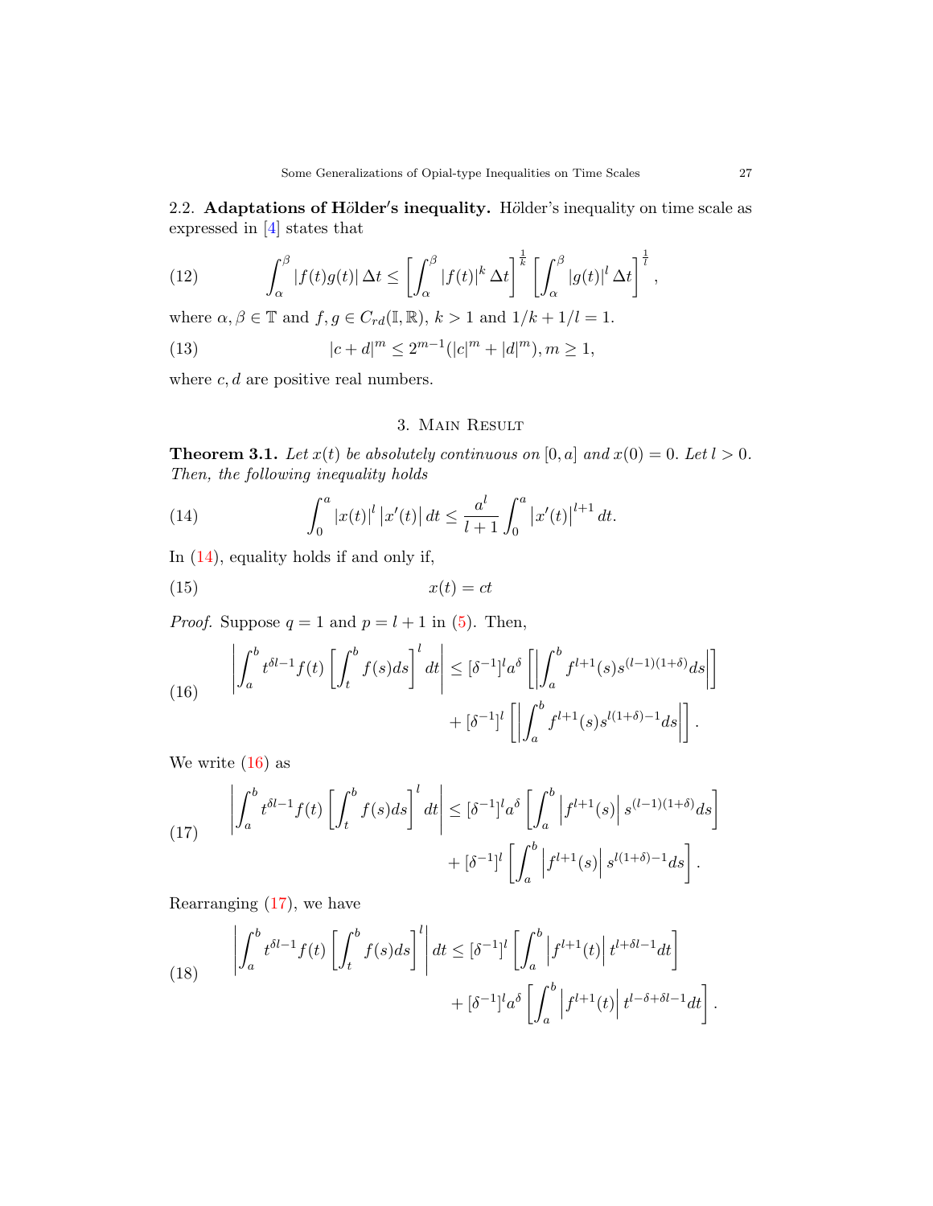2.2. **Adaptations of Hölder's inequality.** Hölder's inequality on time scale as expressed in [4] states that

$$\int_{\alpha}^{\beta} |f(t)g(t)|\,\Delta t \le \left[\int_{\alpha}^{\beta} |f(t)|^{k}\,\Delta t\right]^{\frac{1}{k}} \left[\int_{\alpha}^{\beta} |g(t)|^{l}\,\Delta t\right]^{\frac{1}{l}}, \tag{12}$$

where $\alpha, \beta \in \mathbb{T}$ and $f, g \in C_{rd}(\mathbb{I}, \mathbb{R})$, $k > 1$ and $1/k + 1/l = 1$.

$$|c+d|^{m} \le 2^{m-1}(|c|^{m} + |d|^{m}), m \ge 1, \tag{13}$$

where $c, d$ are positive real numbers.

## 3. Main Result

**Theorem 3.1.** *Let $x(t)$ be absolutely continuous on $[0, a]$ and $x(0) = 0$. Let $l > 0$. Then, the following inequality holds*

$$\int_{0}^{a} |x(t)|^{l}\,|x'(t)|\,dt \le \frac{a^{l}}{l+1}\int_{0}^{a} |x'(t)|^{l+1}\,dt. \tag{14}$$

In (14), equality holds if and only if,

$$x(t) = ct \tag{15}$$

*Proof.* Suppose $q = 1$ and $p = l + 1$ in (5). Then,

$$\left|\int_{a}^{b} t^{\delta l-1} f(t)\left[\int_{t}^{b} f(s)ds\right]^{l} dt\right| \le [\delta^{-1}]^{l} a^{\delta}\left[\left|\int_{a}^{b} f^{l+1}(s)s^{(l-1)(1+\delta)}ds\right|\right] + [\delta^{-1}]^{l}\left[\left|\int_{a}^{b} f^{l+1}(s)s^{l(1+\delta)-1}ds\right|\right]. \tag{16}$$

We write (16) as

$$\left|\int_{a}^{b} t^{\delta l-1} f(t)\left[\int_{t}^{b} f(s)ds\right]^{l} dt\right| \le [\delta^{-1}]^{l} a^{\delta}\left[\int_{a}^{b} \left|f^{l+1}(s)\right| s^{(l-1)(1+\delta)}ds\right] + [\delta^{-1}]^{l}\left[\int_{a}^{b} \left|f^{l+1}(s)\right| s^{l(1+\delta)-1}ds\right]. \tag{17}$$

Rearranging (17), we have

$$\left|\int_{a}^{b} t^{\delta l-1} f(t)\left[\int_{t}^{b} f(s)ds\right]^{l}\right| dt \le [\delta^{-1}]^{l}\left[\int_{a}^{b} \left|f^{l+1}(t)\right| t^{l+\delta l-1}dt\right] + [\delta^{-1}]^{l} a^{\delta}\left[\int_{a}^{b} \left|f^{l+1}(t)\right| t^{l-\delta+\delta l-1}dt\right]. \tag{18}$$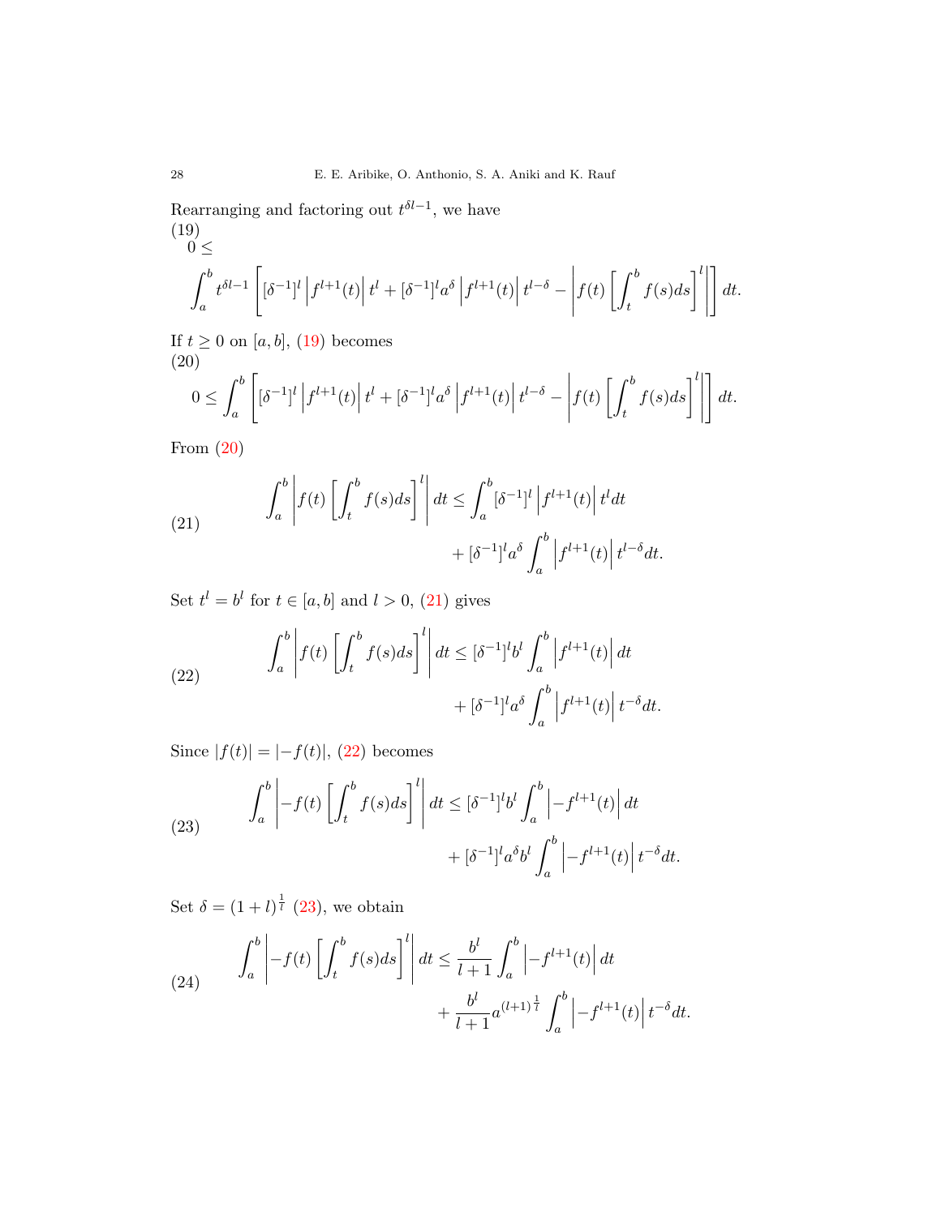Rearranging and factoring out $t^{\delta l-1}$, we have

(19)

$$0 \leq \int_a^b t^{\delta l-1}\left[[\delta^{-1}]^l\left|f^{l+1}(t)\right|t^l + [\delta^{-1}]^l a^{\delta}\left|f^{l+1}(t)\right|t^{l-\delta} - \left|f(t)\left[\int_t^b f(s)ds\right]^l\right|\right]dt.$$

If $t \geq 0$ on $[a,b]$, (19) becomes

(20)

$$0 \leq \int_a^b \left[[\delta^{-1}]^l\left|f^{l+1}(t)\right|t^l + [\delta^{-1}]^l a^{\delta}\left|f^{l+1}(t)\right|t^{l-\delta} - \left|f(t)\left[\int_t^b f(s)ds\right]^l\right|\right]dt.$$

From (20)

$$\int_a^b \left|f(t)\left[\int_t^b f(s)ds\right]^l\right|dt \leq \int_a^b [\delta^{-1}]^l\left|f^{l+1}(t)\right|t^l dt + [\delta^{-1}]^l a^{\delta}\int_a^b \left|f^{l+1}(t)\right|t^{l-\delta}dt. \tag{21}$$

Set $t^l = b^l$ for $t \in [a,b]$ and $l > 0$, (21) gives

$$\int_a^b \left|f(t)\left[\int_t^b f(s)ds\right]^l\right|dt \leq [\delta^{-1}]^l b^l \int_a^b \left|f^{l+1}(t)\right|dt + [\delta^{-1}]^l a^{\delta}\int_a^b \left|f^{l+1}(t)\right|t^{-\delta}dt. \tag{22}$$

Since $|f(t)| = |-f(t)|$, (22) becomes

$$\int_a^b \left|-f(t)\left[\int_t^b f(s)ds\right]^l\right|dt \leq [\delta^{-1}]^l b^l \int_a^b \left|-f^{l+1}(t)\right|dt + [\delta^{-1}]^l a^{\delta} b^l \int_a^b \left|-f^{l+1}(t)\right|t^{-\delta}dt. \tag{23}$$

Set $\delta = (1+l)^{\frac{1}{l}}$ (23), we obtain

$$\int_a^b \left|-f(t)\left[\int_t^b f(s)ds\right]^l\right|dt \leq \frac{b^l}{l+1}\int_a^b \left|-f^{l+1}(t)\right|dt + \frac{b^l}{l+1}a^{(l+1)^{\frac{1}{l}}}\int_a^b \left|-f^{l+1}(t)\right|t^{-\delta}dt. \tag{24}$$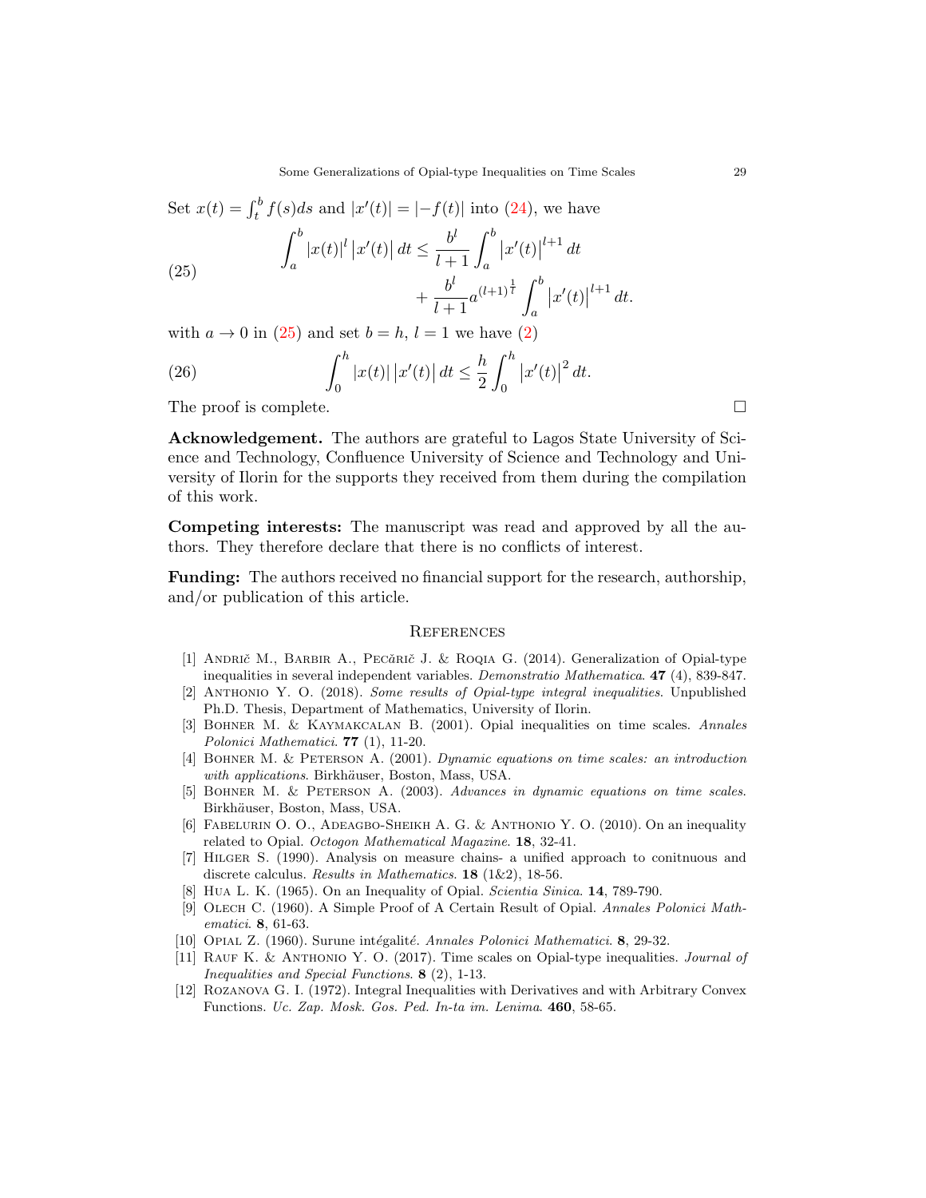Set $x(t) = \int_t^b f(s)ds$ and $|x'(t)| = |-f(t)|$ into (24), we have

$$\int_a^b |x(t)|^l \left|x'(t)\right| dt \leq \frac{b^l}{l+1} \int_a^b \left|x'(t)\right|^{l+1} dt + \frac{b^l}{l+1} a^{(l+1)^{\frac{1}{l}}} \int_a^b \left|x'(t)\right|^{l+1} dt. \tag{25}$$

with $a \to 0$ in (25) and set $b = h$, $l = 1$ we have (2)

$$\int_0^h |x(t)| \left|x'(t)\right| dt \leq \frac{h}{2} \int_0^h \left|x'(t)\right|^2 dt. \tag{26}$$

The proof is complete. □

**Acknowledgement.** The authors are grateful to Lagos State University of Science and Technology, Confluence University of Science and Technology and University of Ilorin for the supports they received from them during the compilation of this work.

**Competing interests:** The manuscript was read and approved by all the authors. They therefore declare that there is no conflicts of interest.

**Funding:** The authors received no financial support for the research, authorship, and/or publication of this article.

## References

[1] Andrič M., Barbir A., Pecǎrič J. & Roqia G. (2014). Generalization of Opial-type inequalities in several independent variables. *Demonstratio Mathematica*. **47** (4), 839-847.

[2] Anthonio Y. O. (2018). *Some results of Opial-type integral inequalities*. Unpublished Ph.D. Thesis, Department of Mathematics, University of Ilorin.

[3] Bohner M. & Kaymakcalan B. (2001). Opial inequalities on time scales. *Annales Polonici Mathematici*. **77** (1), 11-20.

[4] Bohner M. & Peterson A. (2001). *Dynamic equations on time scales: an introduction with applications*. Birkhäuser, Boston, Mass, USA.

[5] Bohner M. & Peterson A. (2003). *Advances in dynamic equations on time scales*. Birkhäuser, Boston, Mass, USA.

[6] Fabelurin O. O., Adeagbo-Sheikh A. G. & Anthonio Y. O. (2010). On an inequality related to Opial. *Octogon Mathematical Magazine*. **18**, 32-41.

[7] Hilger S. (1990). Analysis on measure chains- a unified approach to conitnuous and discrete calculus. *Results in Mathematics*. **18** (1&2), 18-56.

[8] Hua L. K. (1965). On an Inequality of Opial. *Scientia Sinica*. **14**, 789-790.

[9] Olech C. (1960). A Simple Proof of A Certain Result of Opial. *Annales Polonici Mathematici*. **8**, 61-63.

[10] Opial Z. (1960). Surune intégalité. *Annales Polonici Mathematici*. **8**, 29-32.

[11] Rauf K. & Anthonio Y. O. (2017). Time scales on Opial-type inequalities. *Journal of Inequalities and Special Functions*. **8** (2), 1-13.

[12] Rozanova G. I. (1972). Integral Inequalities with Derivatives and with Arbitrary Convex Functions. *Uc. Zap. Mosk. Gos. Ped. In-ta im. Lenima*. **460**, 58-65.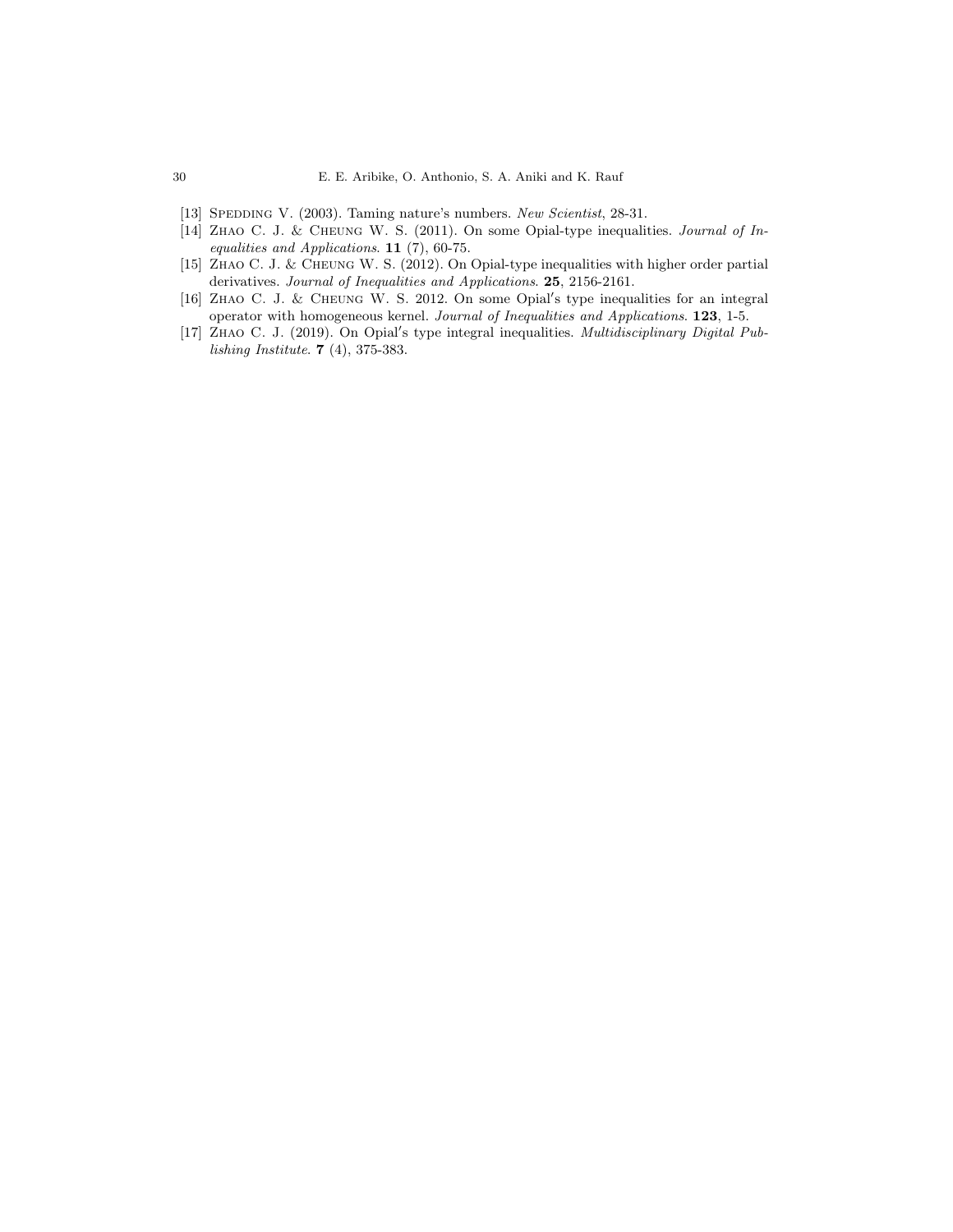[13] Spedding V. (2003). Taming nature's numbers. *New Scientist*, 28-31.

[14] Zhao C. J. & Cheung W. S. (2011). On some Opial-type inequalities. *Journal of Inequalities and Applications*. **11** (7), 60-75.

[15] Zhao C. J. & Cheung W. S. (2012). On Opial-type inequalities with higher order partial derivatives. *Journal of Inequalities and Applications*. **25**, 2156-2161.

[16] Zhao C. J. & Cheung W. S. 2012. On some Opial′s type inequalities for an integral operator with homogeneous kernel. *Journal of Inequalities and Applications*. **123**, 1-5.

[17] Zhao C. J. (2019). On Opial′s type integral inequalities. *Multidisciplinary Digital Publishing Institute*. **7** (4), 375-383.